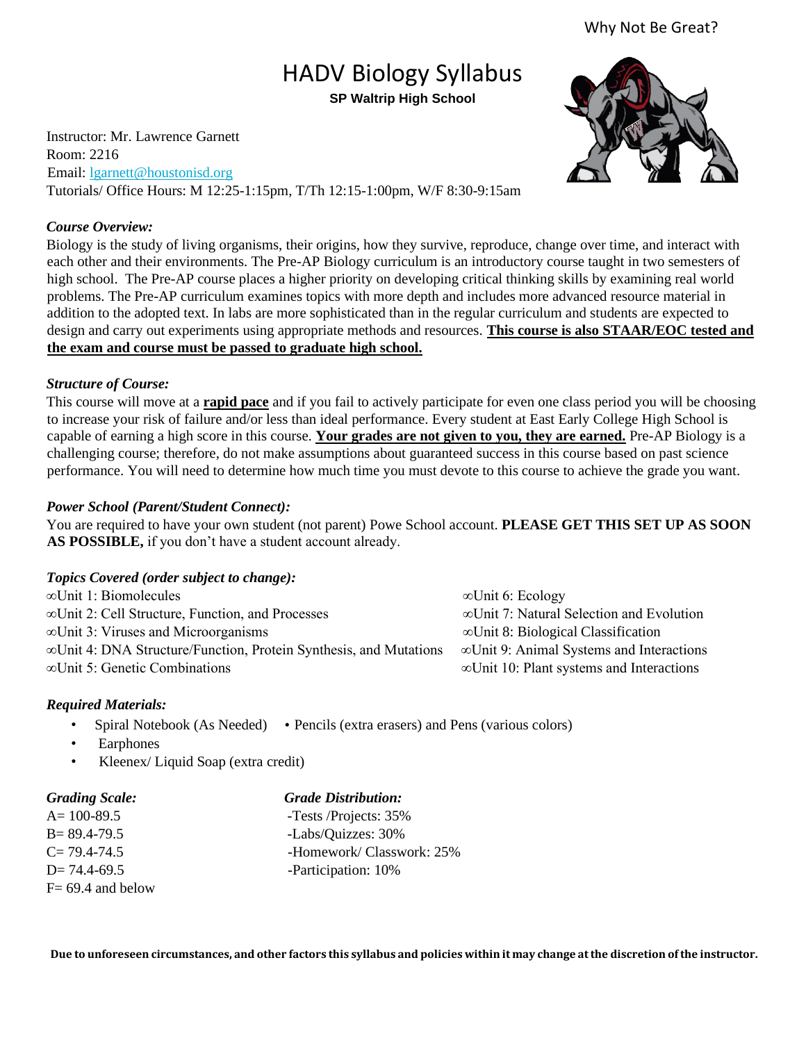Why Not Be Great?

# HADV Biology Syllabus

**SP Waltrip High School**

Instructor: Mr. Lawrence Garnett
Room: 2216
Email: lgarnett@houstonisd.org
Tutorials/ Office Hours: M 12:25-1:15pm, T/Th 12:15-1:00pm, W/F 8:30-9:15am

### *Course Overview:*

Biology is the study of living organisms, their origins, how they survive, reproduce, change over time, and interact with each other and their environments. The Pre-AP Biology curriculum is an introductory course taught in two semesters of high school. The Pre-AP course places a higher priority on developing critical thinking skills by examining real world problems. The Pre-AP curriculum examines topics with more depth and includes more advanced resource material in addition to the adopted text. In labs are more sophisticated than in the regular curriculum and students are expected to design and carry out experiments using appropriate methods and resources. **This course is also STAAR/EOC tested and the exam and course must be passed to graduate high school.**

### *Structure of Course:*

This course will move at a **rapid pace** and if you fail to actively participate for even one class period you will be choosing to increase your risk of failure and/or less than ideal performance. Every student at East Early College High School is capable of earning a high score in this course. **Your grades are not given to you, they are earned.** Pre-AP Biology is a challenging course; therefore, do not make assumptions about guaranteed success in this course based on past science performance. You will need to determine how much time you must devote to this course to achieve the grade you want.

### *Power School (Parent/Student Connect):*

You are required to have your own student (not parent) Powe School account. **PLEASE GET THIS SET UP AS SOON AS POSSIBLE,** if you don't have a student account already.

### *Topics Covered (order subject to change):*

∞Unit 1: Biomolecules
∞Unit 2: Cell Structure, Function, and Processes
∞Unit 3: Viruses and Microorganisms
∞Unit 4: DNA Structure/Function, Protein Synthesis, and Mutations
∞Unit 5: Genetic Combinations
∞Unit 6: Ecology
∞Unit 7: Natural Selection and Evolution
∞Unit 8: Biological Classification
∞Unit 9: Animal Systems and Interactions
∞Unit 10: Plant systems and Interactions

### *Required Materials:*

- Spiral Notebook (As Needed)
- Pencils (extra erasers) and Pens (various colors)
- Earphones
- Kleenex/ Liquid Soap (extra credit)

### *Grading Scale:*

A= 100-89.5
B= 89.4-79.5
C= 79.4-74.5
D= 74.4-69.5
F= 69.4 and below

### *Grade Distribution:*

-Tests /Projects: 35%
-Labs/Quizzes: 30%
-Homework/ Classwork: 25%
-Participation: 10%

**Due to unforeseen circumstances, and other factors this syllabus and policies within it may change at the discretion of the instructor.**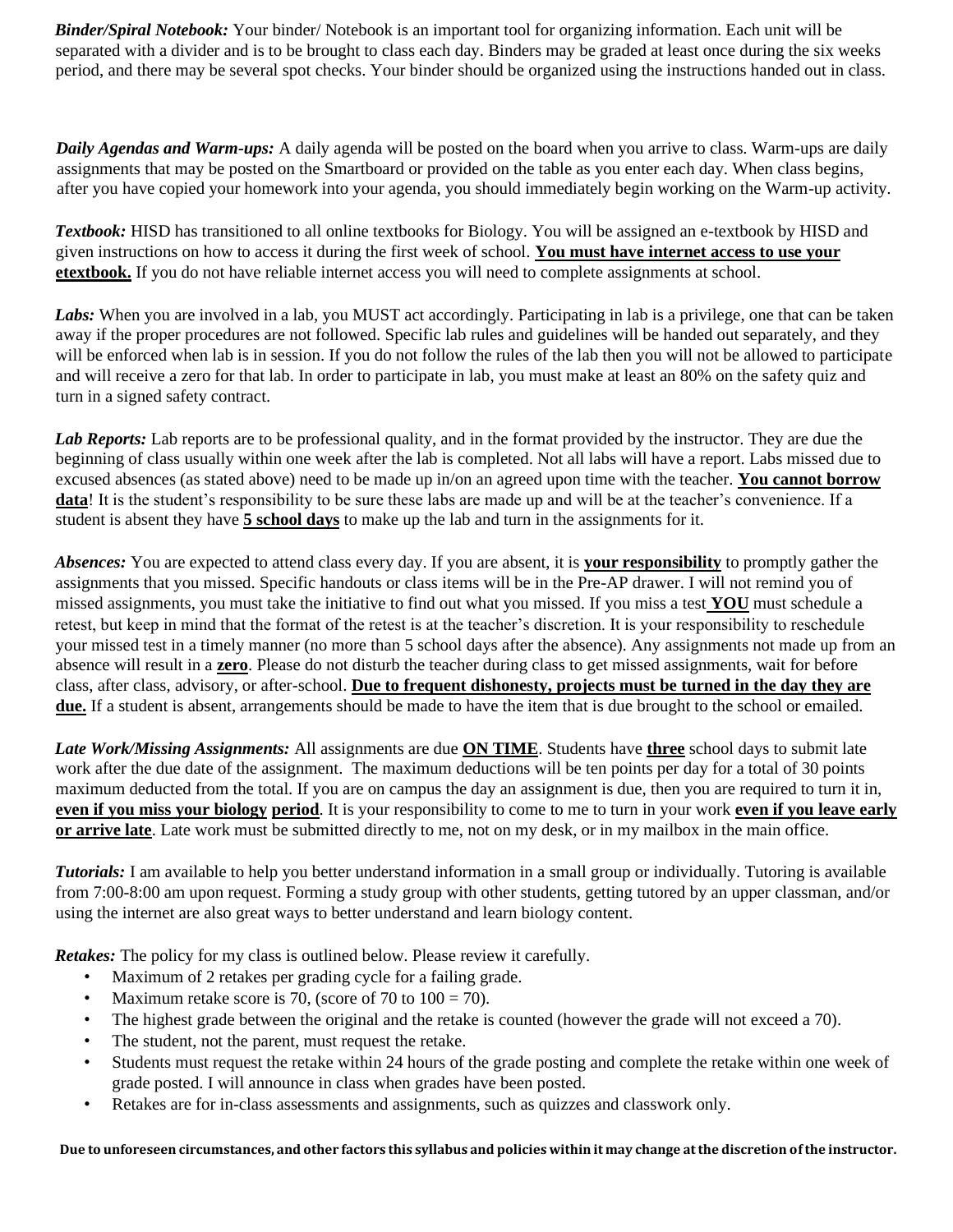***Binder/Spiral Notebook:*** Your binder/ Notebook is an important tool for organizing information. Each unit will be separated with a divider and is to be brought to class each day. Binders may be graded at least once during the six weeks period, and there may be several spot checks. Your binder should be organized using the instructions handed out in class.

***Daily Agendas and Warm-ups:*** A daily agenda will be posted on the board when you arrive to class. Warm-ups are daily assignments that may be posted on the Smartboard or provided on the table as you enter each day. When class begins, after you have copied your homework into your agenda, you should immediately begin working on the Warm-up activity.

***Textbook:*** HISD has transitioned to all online textbooks for Biology. You will be assigned an e-textbook by HISD and given instructions on how to access it during the first week of school. **<u>You must have internet access to use your etextbook.</u>** If you do not have reliable internet access you will need to complete assignments at school.

***Labs:*** When you are involved in a lab, you MUST act accordingly. Participating in lab is a privilege, one that can be taken away if the proper procedures are not followed. Specific lab rules and guidelines will be handed out separately, and they will be enforced when lab is in session. If you do not follow the rules of the lab then you will not be allowed to participate and will receive a zero for that lab. In order to participate in lab, you must make at least an 80% on the safety quiz and turn in a signed safety contract.

***Lab Reports:*** Lab reports are to be professional quality, and in the format provided by the instructor. They are due the beginning of class usually within one week after the lab is completed. Not all labs will have a report. Labs missed due to excused absences (as stated above) need to be made up in/on an agreed upon time with the teacher. **<u>You cannot borrow data</u>**! It is the student's responsibility to be sure these labs are made up and will be at the teacher's convenience. If a student is absent they have **<u>5 school days</u>** to make up the lab and turn in the assignments for it.

***Absences:*** You are expected to attend class every day. If you are absent, it is **<u>your responsibility</u>** to promptly gather the assignments that you missed. Specific handouts or class items will be in the Pre-AP drawer. I will not remind you of missed assignments, you must take the initiative to find out what you missed. If you miss a test **<u>YOU</u>** must schedule a retest, but keep in mind that the format of the retest is at the teacher's discretion. It is your responsibility to reschedule your missed test in a timely manner (no more than 5 school days after the absence). Any assignments not made up from an absence will result in a **<u>zero</u>**. Please do not disturb the teacher during class to get missed assignments, wait for before class, after class, advisory, or after-school. **<u>Due to frequent dishonesty, projects must be turned in the day they are due.</u>** If a student is absent, arrangements should be made to have the item that is due brought to the school or emailed.

***Late Work/Missing Assignments:*** All assignments are due **<u>ON TIME</u>**. Students have **<u>three</u>** school days to submit late work after the due date of the assignment. The maximum deductions will be ten points per day for a total of 30 points maximum deducted from the total. If you are on campus the day an assignment is due, then you are required to turn it in, **<u>even if you miss your biology period</u>**. It is your responsibility to come to me to turn in your work **<u>even if you leave early or arrive late</u>**. Late work must be submitted directly to me, not on my desk, or in my mailbox in the main office.

***Tutorials:*** I am available to help you better understand information in a small group or individually. Tutoring is available from 7:00-8:00 am upon request. Forming a study group with other students, getting tutored by an upper classman, and/or using the internet are also great ways to better understand and learn biology content.

***Retakes:*** The policy for my class is outlined below. Please review it carefully.

- Maximum of 2 retakes per grading cycle for a failing grade.
- Maximum retake score is 70, (score of 70 to 100 = 70).
- The highest grade between the original and the retake is counted (however the grade will not exceed a 70).
- The student, not the parent, must request the retake.
- Students must request the retake within 24 hours of the grade posting and complete the retake within one week of grade posted. I will announce in class when grades have been posted.
- Retakes are for in-class assessments and assignments, such as quizzes and classwork only.

**Due to unforeseen circumstances, and other factors this syllabus and policies within it may change at the discretion of the instructor.**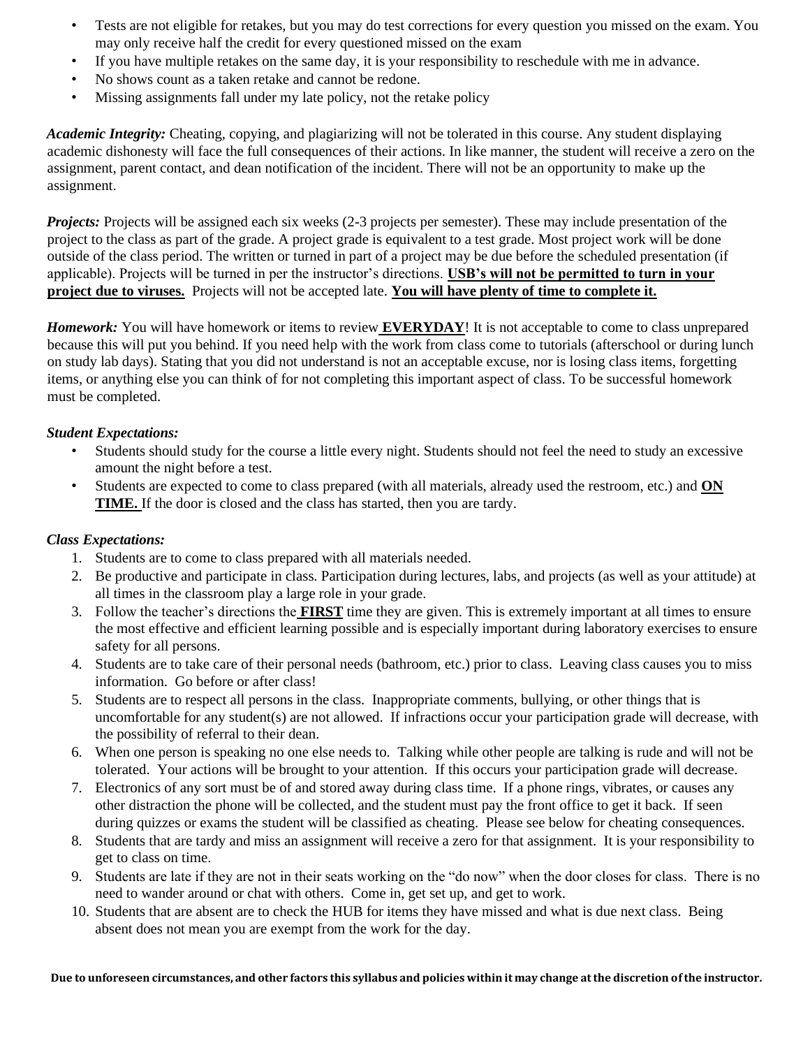- Tests are not eligible for retakes, but you may do test corrections for every question you missed on the exam. You may only receive half the credit for every questioned missed on the exam
- If you have multiple retakes on the same day, it is your responsibility to reschedule with me in advance.
- No shows count as a taken retake and cannot be redone.
- Missing assignments fall under my late policy, not the retake policy

***Academic Integrity:*** Cheating, copying, and plagiarizing will not be tolerated in this course. Any student displaying academic dishonesty will face the full consequences of their actions. In like manner, the student will receive a zero on the assignment, parent contact, and dean notification of the incident. There will not be an opportunity to make up the assignment.

***Projects:*** Projects will be assigned each six weeks (2-3 projects per semester). These may include presentation of the project to the class as part of the grade. A project grade is equivalent to a test grade. Most project work will be done outside of the class period. The written or turned in part of a project may be due before the scheduled presentation (if applicable). Projects will be turned in per the instructor's directions. **<u>USB's will not be permitted to turn in your project due to viruses.</u>** Projects will not be accepted late. **<u>You will have plenty of time to complete it.</u>**

***Homework:*** You will have homework or items to review **<u>EVERYDAY</u>**! It is not acceptable to come to class unprepared because this will put you behind. If you need help with the work from class come to tutorials (afterschool or during lunch on study lab days). Stating that you did not understand is not an acceptable excuse, nor is losing class items, forgetting items, or anything else you can think of for not completing this important aspect of class. To be successful homework must be completed.

***Student Expectations:***

- Students should study for the course a little every night. Students should not feel the need to study an excessive amount the night before a test.
- Students are expected to come to class prepared (with all materials, already used the restroom, etc.) and **<u>ON TIME.</u>** If the door is closed and the class has started, then you are tardy.

***Class Expectations:***

1. Students are to come to class prepared with all materials needed.
2. Be productive and participate in class. Participation during lectures, labs, and projects (as well as your attitude) at all times in the classroom play a large role in your grade.
3. Follow the teacher's directions the **<u>FIRST</u>** time they are given. This is extremely important at all times to ensure the most effective and efficient learning possible and is especially important during laboratory exercises to ensure safety for all persons.
4. Students are to take care of their personal needs (bathroom, etc.) prior to class. Leaving class causes you to miss information. Go before or after class!
5. Students are to respect all persons in the class. Inappropriate comments, bullying, or other things that is uncomfortable for any student(s) are not allowed. If infractions occur your participation grade will decrease, with the possibility of referral to their dean.
6. When one person is speaking no one else needs to. Talking while other people are talking is rude and will not be tolerated. Your actions will be brought to your attention. If this occurs your participation grade will decrease.
7. Electronics of any sort must be of and stored away during class time. If a phone rings, vibrates, or causes any other distraction the phone will be collected, and the student must pay the front office to get it back. If seen during quizzes or exams the student will be classified as cheating. Please see below for cheating consequences.
8. Students that are tardy and miss an assignment will receive a zero for that assignment. It is your responsibility to get to class on time.
9. Students are late if they are not in their seats working on the "do now" when the door closes for class. There is no need to wander around or chat with others. Come in, get set up, and get to work.
10. Students that are absent are to check the HUB for items they have missed and what is due next class. Being absent does not mean you are exempt from the work for the day.

**Due to unforeseen circumstances, and other factors this syllabus and policies within it may change at the discretion of the instructor.**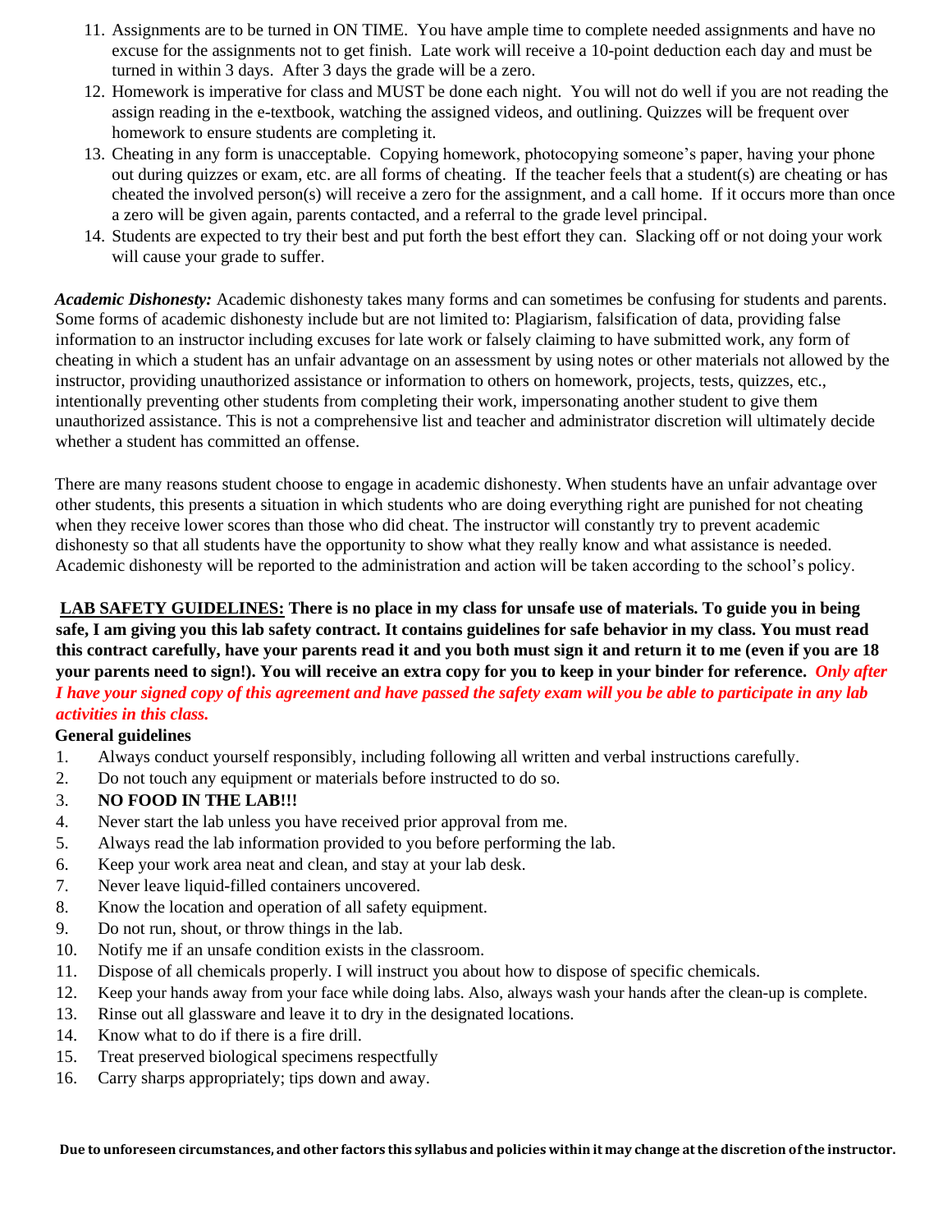11. Assignments are to be turned in ON TIME. You have ample time to complete needed assignments and have no excuse for the assignments not to get finish. Late work will receive a 10-point deduction each day and must be turned in within 3 days. After 3 days the grade will be a zero.
12. Homework is imperative for class and MUST be done each night. You will not do well if you are not reading the assign reading in the e-textbook, watching the assigned videos, and outlining. Quizzes will be frequent over homework to ensure students are completing it.
13. Cheating in any form is unacceptable. Copying homework, photocopying someone's paper, having your phone out during quizzes or exam, etc. are all forms of cheating. If the teacher feels that a student(s) are cheating or has cheated the involved person(s) will receive a zero for the assignment, and a call home. If it occurs more than once a zero will be given again, parents contacted, and a referral to the grade level principal.
14. Students are expected to try their best and put forth the best effort they can. Slacking off or not doing your work will cause your grade to suffer.

***Academic Dishonesty:*** Academic dishonesty takes many forms and can sometimes be confusing for students and parents. Some forms of academic dishonesty include but are not limited to: Plagiarism, falsification of data, providing false information to an instructor including excuses for late work or falsely claiming to have submitted work, any form of cheating in which a student has an unfair advantage on an assessment by using notes or other materials not allowed by the instructor, providing unauthorized assistance or information to others on homework, projects, tests, quizzes, etc., intentionally preventing other students from completing their work, impersonating another student to give them unauthorized assistance. This is not a comprehensive list and teacher and administrator discretion will ultimately decide whether a student has committed an offense.

There are many reasons student choose to engage in academic dishonesty. When students have an unfair advantage over other students, this presents a situation in which students who are doing everything right are punished for not cheating when they receive lower scores than those who did cheat. The instructor will constantly try to prevent academic dishonesty so that all students have the opportunity to show what they really know and what assistance is needed. Academic dishonesty will be reported to the administration and action will be taken according to the school's policy.

**LAB SAFETY GUIDELINES: There is no place in my class for unsafe use of materials. To guide you in being safe, I am giving you this lab safety contract. It contains guidelines for safe behavior in my class. You must read this contract carefully, have your parents read it and you both must sign it and return it to me (even if you are 18 your parents need to sign!). You will receive an extra copy for you to keep in your binder for reference.** ***Only after I have your signed copy of this agreement and have passed the safety exam will you be able to participate in any lab activities in this class.***

**General guidelines**

1. Always conduct yourself responsibly, including following all written and verbal instructions carefully.
2. Do not touch any equipment or materials before instructed to do so.
3. **NO FOOD IN THE LAB!!!**
4. Never start the lab unless you have received prior approval from me.
5. Always read the lab information provided to you before performing the lab.
6. Keep your work area neat and clean, and stay at your lab desk.
7. Never leave liquid-filled containers uncovered.
8. Know the location and operation of all safety equipment.
9. Do not run, shout, or throw things in the lab.
10. Notify me if an unsafe condition exists in the classroom.
11. Dispose of all chemicals properly. I will instruct you about how to dispose of specific chemicals.
12. Keep your hands away from your face while doing labs. Also, always wash your hands after the clean-up is complete.
13. Rinse out all glassware and leave it to dry in the designated locations.
14. Know what to do if there is a fire drill.
15. Treat preserved biological specimens respectfully
16. Carry sharps appropriately; tips down and away.

**Due to unforeseen circumstances, and other factors this syllabus and policies within it may change at the discretion of the instructor.**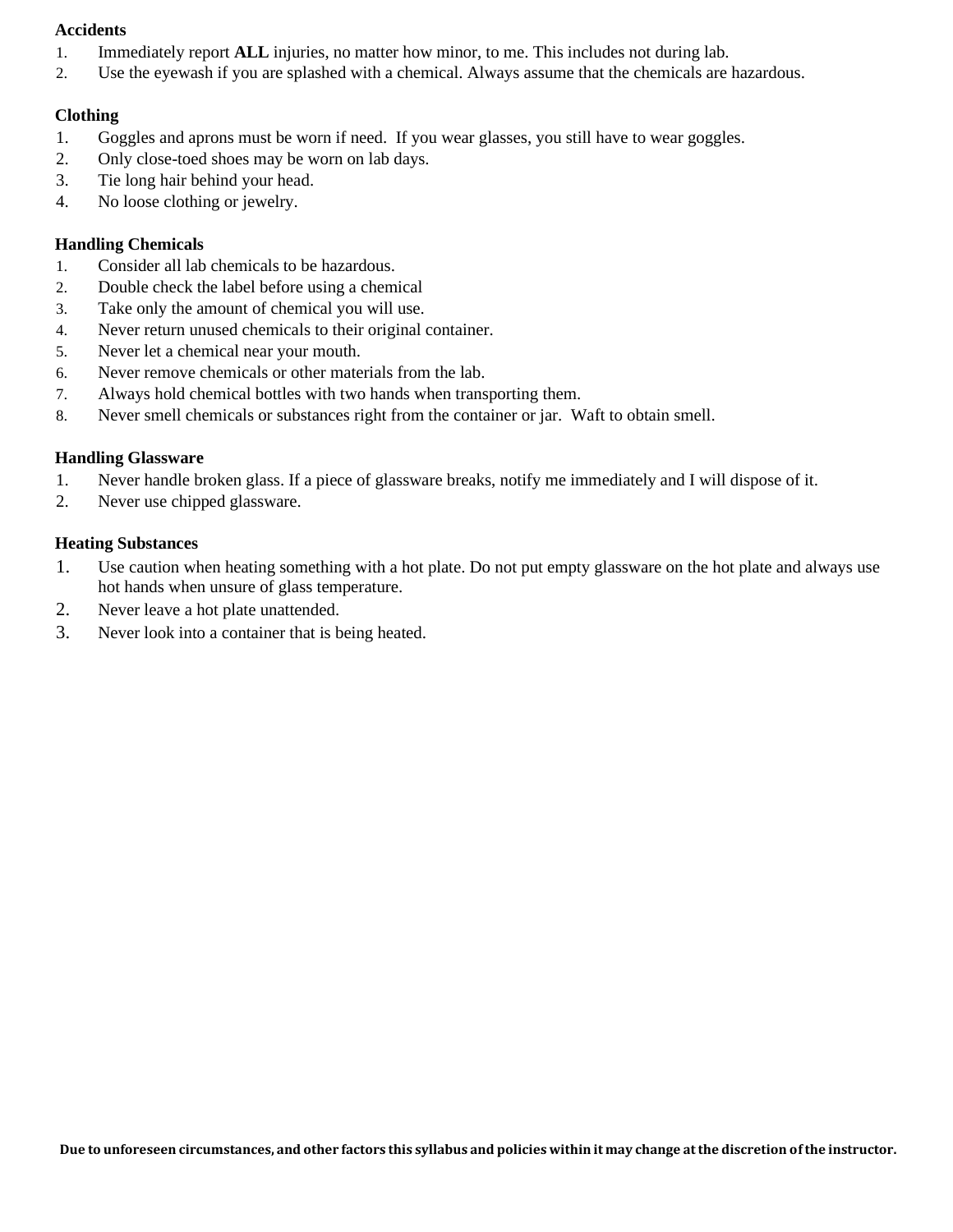**Accidents**

1. Immediately report **ALL** injuries, no matter how minor, to me. This includes not during lab.
2. Use the eyewash if you are splashed with a chemical. Always assume that the chemicals are hazardous.

**Clothing**

1. Goggles and aprons must be worn if need. If you wear glasses, you still have to wear goggles.
2. Only close-toed shoes may be worn on lab days.
3. Tie long hair behind your head.
4. No loose clothing or jewelry.

**Handling Chemicals**

1. Consider all lab chemicals to be hazardous.
2. Double check the label before using a chemical
3. Take only the amount of chemical you will use.
4. Never return unused chemicals to their original container.
5. Never let a chemical near your mouth.
6. Never remove chemicals or other materials from the lab.
7. Always hold chemical bottles with two hands when transporting them.
8. Never smell chemicals or substances right from the container or jar. Waft to obtain smell.

**Handling Glassware**

1. Never handle broken glass. If a piece of glassware breaks, notify me immediately and I will dispose of it.
2. Never use chipped glassware.

**Heating Substances**

1. Use caution when heating something with a hot plate. Do not put empty glassware on the hot plate and always use hot hands when unsure of glass temperature.
2. Never leave a hot plate unattended.
3. Never look into a container that is being heated.

**Due to unforeseen circumstances, and other factors this syllabus and policies within it may change at the discretion of the instructor.**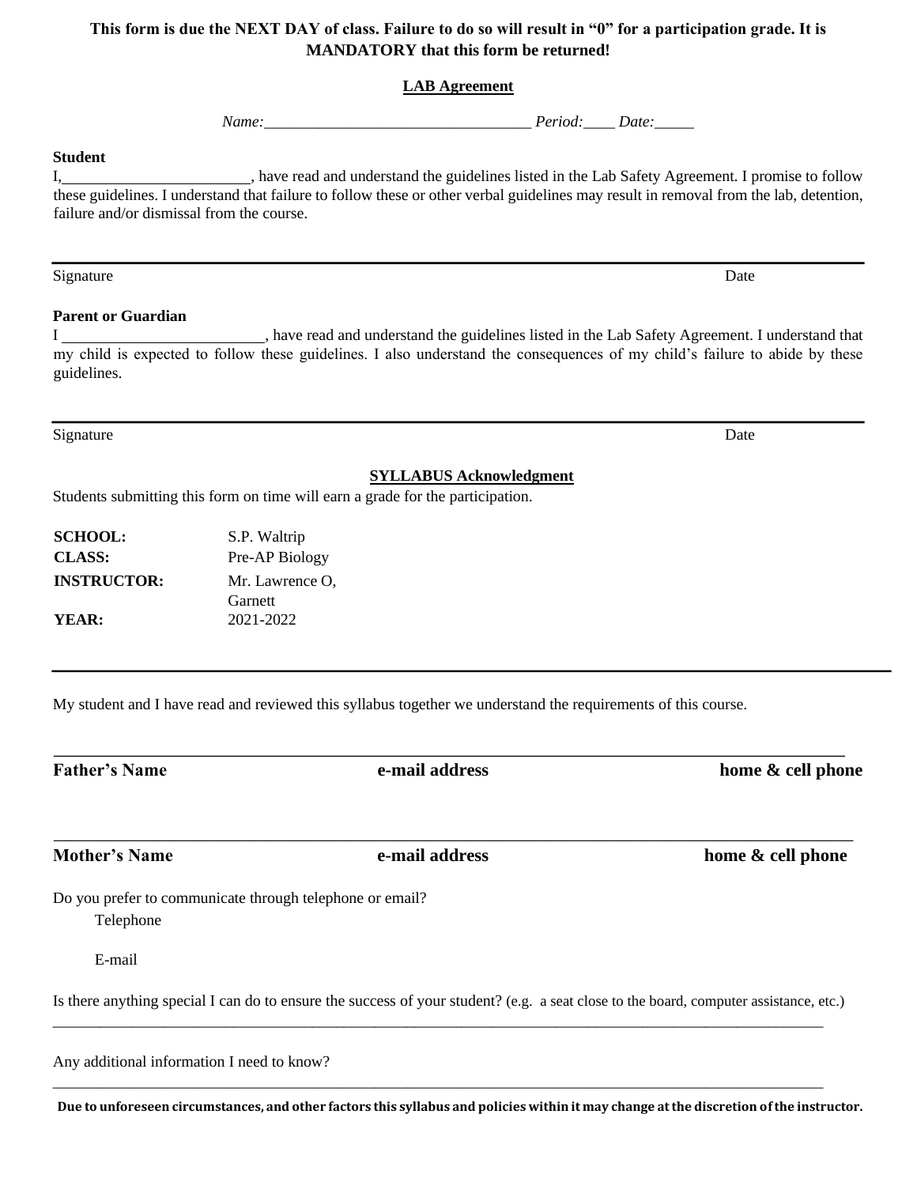**This form is due the NEXT DAY of class. Failure to do so will result in "0" for a participation grade. It is MANDATORY that this form be returned!**

## LAB Agreement

*Name:\_\_\_\_\_\_\_\_\_\_\_\_\_\_\_\_\_\_\_\_\_\_\_\_\_\_\_\_\_\_\_\_\_\_ Period:\_\_\_\_ Date:\_\_\_\_\_*

**Student**

I,\_\_\_\_\_\_\_\_\_\_\_\_\_\_\_\_\_\_\_\_\_\_\_\_, have read and understand the guidelines listed in the Lab Safety Agreement. I promise to follow these guidelines. I understand that failure to follow these or other verbal guidelines may result in removal from the lab, detention, failure and/or dismissal from the course.

\_\_\_\_\_\_\_\_\_\_\_\_\_\_\_\_\_\_\_\_\_\_\_\_\_\_\_\_\_\_\_\_\_\_\_\_\_\_\_\_\_\_\_\_\_\_\_\_\_\_\_\_\_\_\_\_\_\_\_\_\_\_\_\_\_\_\_\_\_\_\_\_

Signature Date

**Parent or Guardian**

I \_\_\_\_\_\_\_\_\_\_\_\_\_\_\_\_\_\_\_\_\_\_\_\_\_\_, have read and understand the guidelines listed in the Lab Safety Agreement. I understand that my child is expected to follow these guidelines. I also understand the consequences of my child's failure to abide by these guidelines.

\_\_\_\_\_\_\_\_\_\_\_\_\_\_\_\_\_\_\_\_\_\_\_\_\_\_\_\_\_\_\_\_\_\_\_\_\_\_\_\_\_\_\_\_\_\_\_\_\_\_\_\_\_\_\_\_\_\_\_\_\_\_\_\_\_\_\_\_\_\_\_\_

Signature Date

## SYLLABUS Acknowledgment

Students submitting this form on time will earn a grade for the participation.

| | |
|---|---|
| **SCHOOL:** | S.P. Waltrip |
| **CLASS:** | Pre-AP Biology |
| **INSTRUCTOR:** | Mr. Lawrence O, Garnett |
| **YEAR:** | 2021-2022 |

My student and I have read and reviewed this syllabus together we understand the requirements of this course.

\_\_\_\_\_\_\_\_\_\_\_\_\_\_\_\_\_\_\_\_\_\_\_\_\_\_\_\_\_\_\_\_\_\_\_\_\_\_\_\_\_\_\_\_\_\_\_\_\_\_\_\_\_\_\_\_\_\_\_\_\_\_\_\_\_\_\_\_\_\_\_\_

**Father's Name** **e-mail address** **home & cell phone**

\_\_\_\_\_\_\_\_\_\_\_\_\_\_\_\_\_\_\_\_\_\_\_\_\_\_\_\_\_\_\_\_\_\_\_\_\_\_\_\_\_\_\_\_\_\_\_\_\_\_\_\_\_\_\_\_\_\_\_\_\_\_\_\_\_\_\_\_\_\_\_\_

**Mother's Name** **e-mail address** **home & cell phone**

Do you prefer to communicate through telephone or email?

Telephone

E-mail

Is there anything special I can do to ensure the success of your student? (e.g. a seat close to the board, computer assistance, etc.)

\_\_\_\_\_\_\_\_\_\_\_\_\_\_\_\_\_\_\_\_\_\_\_\_\_\_\_\_\_\_\_\_\_\_\_\_\_\_\_\_\_\_\_\_\_\_\_\_\_\_\_\_\_\_\_\_\_\_\_\_\_\_\_\_\_\_\_\_\_\_\_\_

Any additional information I need to know?

\_\_\_\_\_\_\_\_\_\_\_\_\_\_\_\_\_\_\_\_\_\_\_\_\_\_\_\_\_\_\_\_\_\_\_\_\_\_\_\_\_\_\_\_\_\_\_\_\_\_\_\_\_\_\_\_\_\_\_\_\_\_\_\_\_\_\_\_\_\_\_\_

**Due to unforeseen circumstances, and other factors this syllabus and policies within it may change at the discretion of the instructor.**